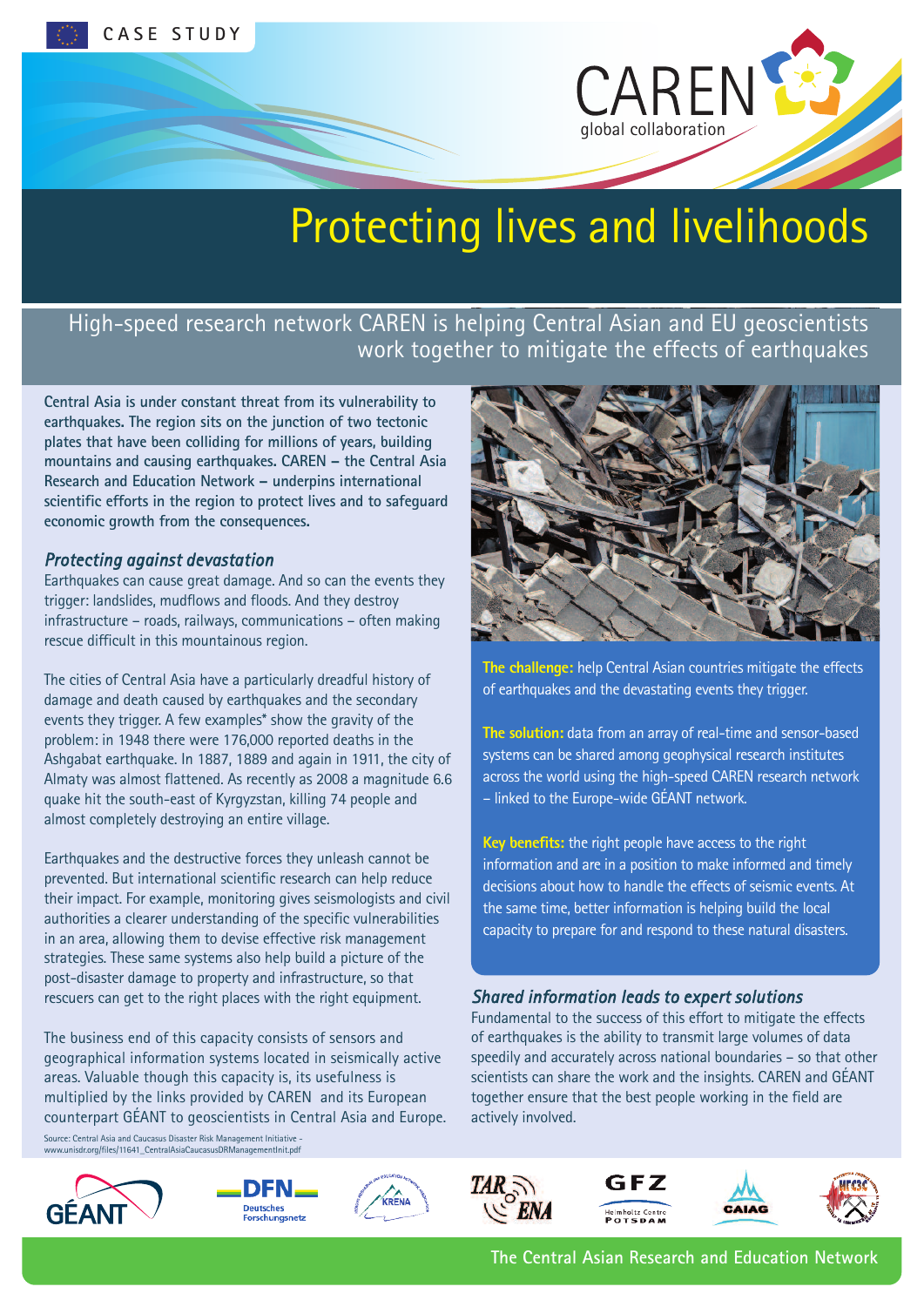CASE STUDY

CAREN
global collaboration

# Protecting lives and livelihoods

## High-speed research network CAREN is helping Central Asian and EU geoscientists work together to mitigate the effects of earthquakes

**Central Asia is under constant threat from its vulnerability to earthquakes. The region sits on the junction of two tectonic plates that have been colliding for millions of years, building mountains and causing earthquakes. CAREN – the Central Asia Research and Education Network – underpins international scientific efforts in the region to protect lives and to safeguard economic growth from the consequences.**

### *Protecting against devastation*

Earthquakes can cause great damage. And so can the events they trigger: landslides, mudflows and floods. And they destroy infrastructure – roads, railways, communications – often making rescue difficult in this mountainous region.

The cities of Central Asia have a particularly dreadful history of damage and death caused by earthquakes and the secondary events they trigger. A few examples* show the gravity of the problem: in 1948 there were 176,000 reported deaths in the Ashgabat earthquake. In 1887, 1889 and again in 1911, the city of Almaty was almost flattened. As recently as 2008 a magnitude 6.6 quake hit the south-east of Kyrgyzstan, killing 74 people and almost completely destroying an entire village.

Earthquakes and the destructive forces they unleash cannot be prevented. But international scientific research can help reduce their impact. For example, monitoring gives seismologists and civil authorities a clearer understanding of the specific vulnerabilities in an area, allowing them to devise effective risk management strategies. These same systems also help build a picture of the post-disaster damage to property and infrastructure, so that rescuers can get to the right places with the right equipment.

The business end of this capacity consists of sensors and geographical information systems located in seismically active areas. Valuable though this capacity is, its usefulness is multiplied by the links provided by CAREN and its European counterpart GÉANT to geoscientists in Central Asia and Europe.

Source: Central Asia and Caucasus Disaster Risk Management Initiative - www.unisdr.org/files/11641_CentralAsiaCaucasusDRManagementInit.pdf

**The challenge:** help Central Asian countries mitigate the effects of earthquakes and the devastating events they trigger.

**The solution:** data from an array of real-time and sensor-based systems can be shared among geophysical research institutes across the world using the high-speed CAREN research network – linked to the Europe-wide GÉANT network.

**Key benefits:** the right people have access to the right information and are in a position to make informed and timely decisions about how to handle the effects of seismic events. At the same time, better information is helping build the local capacity to prepare for and respond to these natural disasters.

### *Shared information leads to expert solutions*

Fundamental to the success of this effort to mitigate the effects of earthquakes is the ability to transmit large volumes of data speedily and accurately across national boundaries – so that other scientists can share the work and the insights. CAREN and GÉANT together ensure that the best people working in the field are actively involved.

GÉANT | DFN Deutsches Forschungsnetz | KRENA | TARENA | GFZ Helmholtz Centre Potsdam | CAIAG

The Central Asian Research and Education Network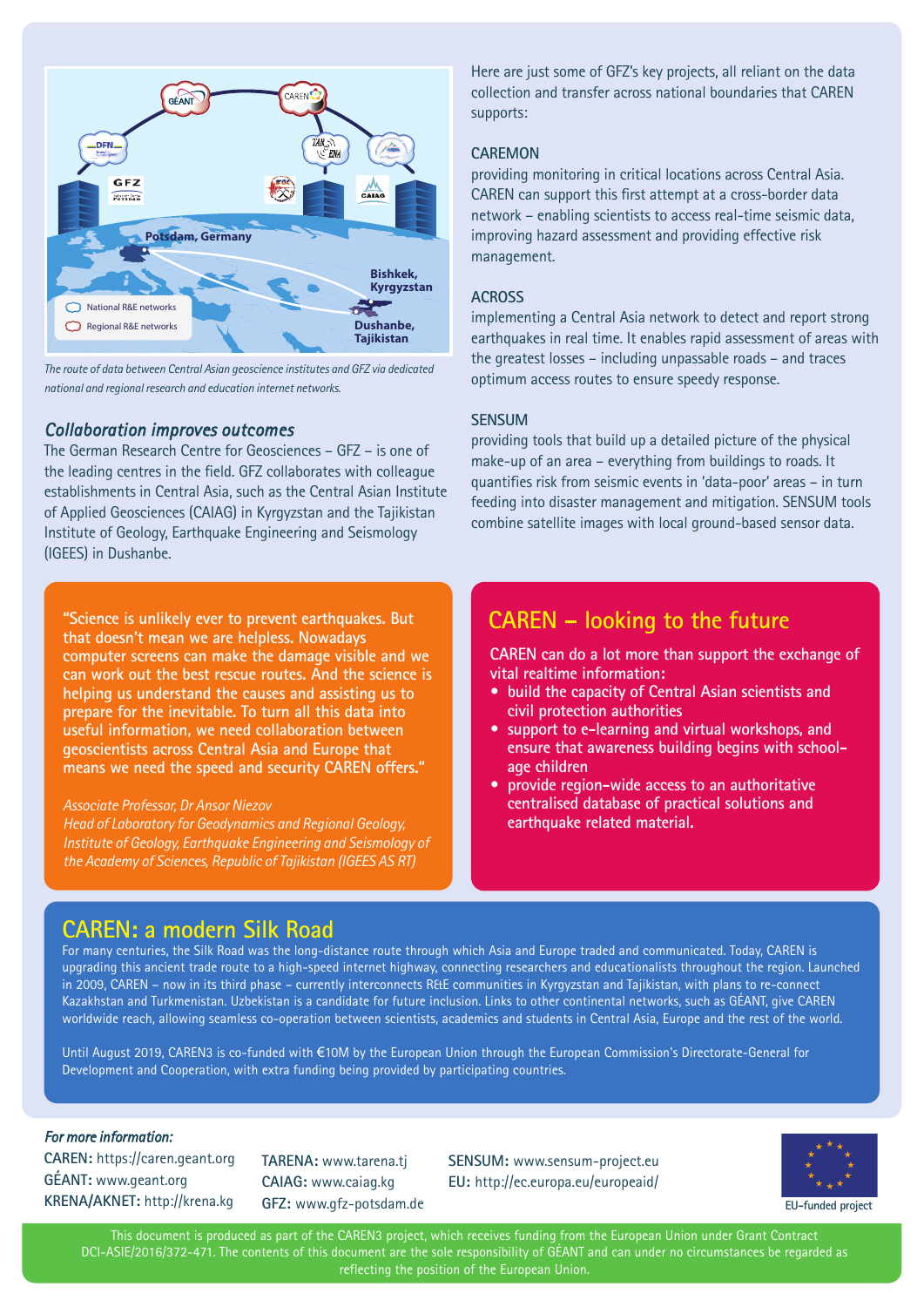The route of data between Central Asian geoscience institutes and GFZ via dedicated national and regional research and education internet networks.

### *Collaboration improves outcomes*

The German Research Centre for Geosciences – GFZ – is one of the leading centres in the field. GFZ collaborates with colleague establishments in Central Asia, such as the Central Asian Institute of Applied Geosciences (CAIAG) in Kyrgyzstan and the Tajikistan Institute of Geology, Earthquake Engineering and Seismology (IGEES) in Dushanbe.

Here are just some of GFZ's key projects, all reliant on the data collection and transfer across national boundaries that CAREN supports:

### CAREMON

providing monitoring in critical locations across Central Asia. CAREN can support this first attempt at a cross-border data network – enabling scientists to access real-time seismic data, improving hazard assessment and providing effective risk management.

### ACROSS

implementing a Central Asia network to detect and report strong earthquakes in real time. It enables rapid assessment of areas with the greatest losses – including unpassable roads – and traces optimum access routes to ensure speedy response.

### SENSUM

providing tools that build up a detailed picture of the physical make-up of an area – everything from buildings to roads. It quantifies risk from seismic events in 'data-poor' areas – in turn feeding into disaster management and mitigation. SENSUM tools combine satellite images with local ground-based sensor data.

**"Science is unlikely ever to prevent earthquakes. But that doesn't mean we are helpless. Nowadays computer screens can make the damage visible and we can work out the best rescue routes. And the science is helping us understand the causes and assisting us to prepare for the inevitable. To turn all this data into useful information, we need collaboration between geoscientists across Central Asia and Europe that means we need the speed and security CAREN offers."**

*Associate Professor, Dr Ansor Niezov*
*Head of Laboratory for Geodynamics and Regional Geology, Institute of Geology, Earthquake Engineering and Seismology of the Academy of Sciences, Republic of Tajikistan (IGEES AS RT)*

## CAREN – looking to the future

**CAREN can do a lot more than support the exchange of vital realtime information:**

- **build the capacity of Central Asian scientists and civil protection authorities**
- **support to e-learning and virtual workshops, and ensure that awareness building begins with school-age children**
- **provide region-wide access to an authoritative centralised database of practical solutions and earthquake related material.**

## CAREN: a modern Silk Road

For many centuries, the Silk Road was the long-distance route through which Asia and Europe traded and communicated. Today, CAREN is upgrading this ancient trade route to a high-speed internet highway, connecting researchers and educationalists throughout the region. Launched in 2009, CAREN – now in its third phase – currently interconnects R&E communities in Kyrgyzstan and Tajikistan, with plans to re-connect Kazakhstan and Turkmenistan. Uzbekistan is a candidate for future inclusion. Links to other continental networks, such as GÉANT, give CAREN worldwide reach, allowing seamless co-operation between scientists, academics and students in Central Asia, Europe and the rest of the world.

Until August 2019, CAREN3 is co-funded with €10M by the European Union through the European Commission's Directorate-General for Development and Cooperation, with extra funding being provided by participating countries.

***For more information:***

**CAREN:** https://caren.geant.org
**GÉANT:** www.geant.org
**KRENA/AKNET:** http://krena.kg
**TARENA:** www.tarena.tj
**CAIAG:** www.caiag.kg
**GFZ:** www.gfz-potsdam.de
**SENSUM:** www.sensum-project.eu
**EU:** http://ec.europa.eu/europeaid/

EU-funded project

This document is produced as part of the CAREN3 project, which receives funding from the European Union under Grant Contract DCI-ASIE/2016/372-471. The contents of this document are the sole responsibility of GÉANT and can under no circumstances be regarded as reflecting the position of the European Union.